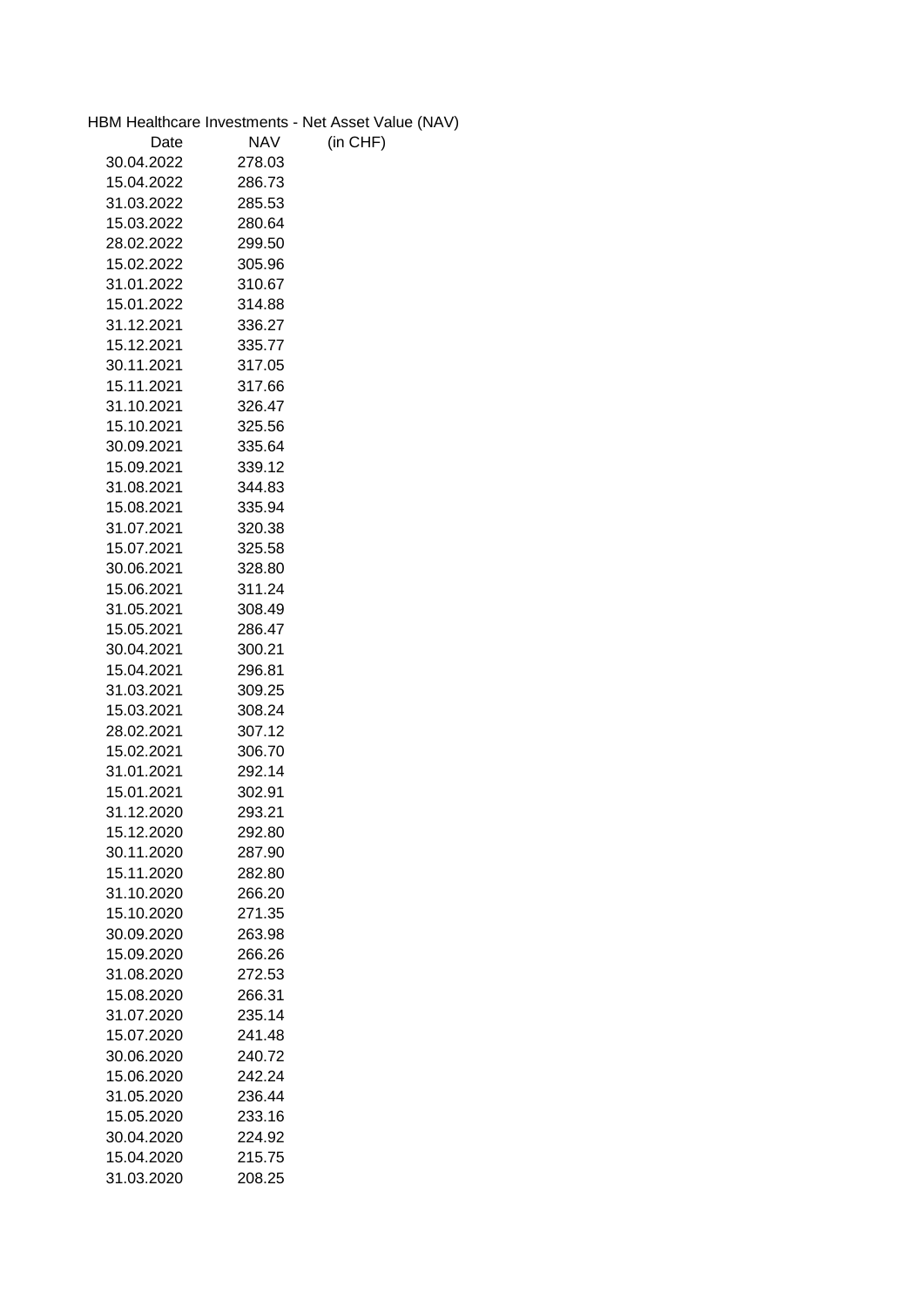HBM Healthcare Investments - Net Asset Value (NAV)

| Date | NAV | (in CHF) |
|---|---|---|
| 30.04.2022 | 278.03 | |
| 15.04.2022 | 286.73 | |
| 31.03.2022 | 285.53 | |
| 15.03.2022 | 280.64 | |
| 28.02.2022 | 299.50 | |
| 15.02.2022 | 305.96 | |
| 31.01.2022 | 310.67 | |
| 15.01.2022 | 314.88 | |
| 31.12.2021 | 336.27 | |
| 15.12.2021 | 335.77 | |
| 30.11.2021 | 317.05 | |
| 15.11.2021 | 317.66 | |
| 31.10.2021 | 326.47 | |
| 15.10.2021 | 325.56 | |
| 30.09.2021 | 335.64 | |
| 15.09.2021 | 339.12 | |
| 31.08.2021 | 344.83 | |
| 15.08.2021 | 335.94 | |
| 31.07.2021 | 320.38 | |
| 15.07.2021 | 325.58 | |
| 30.06.2021 | 328.80 | |
| 15.06.2021 | 311.24 | |
| 31.05.2021 | 308.49 | |
| 15.05.2021 | 286.47 | |
| 30.04.2021 | 300.21 | |
| 15.04.2021 | 296.81 | |
| 31.03.2021 | 309.25 | |
| 15.03.2021 | 308.24 | |
| 28.02.2021 | 307.12 | |
| 15.02.2021 | 306.70 | |
| 31.01.2021 | 292.14 | |
| 15.01.2021 | 302.91 | |
| 31.12.2020 | 293.21 | |
| 15.12.2020 | 292.80 | |
| 30.11.2020 | 287.90 | |
| 15.11.2020 | 282.80 | |
| 31.10.2020 | 266.20 | |
| 15.10.2020 | 271.35 | |
| 30.09.2020 | 263.98 | |
| 15.09.2020 | 266.26 | |
| 31.08.2020 | 272.53 | |
| 15.08.2020 | 266.31 | |
| 31.07.2020 | 235.14 | |
| 15.07.2020 | 241.48 | |
| 30.06.2020 | 240.72 | |
| 15.06.2020 | 242.24 | |
| 31.05.2020 | 236.44 | |
| 15.05.2020 | 233.16 | |
| 30.04.2020 | 224.92 | |
| 15.04.2020 | 215.75 | |
| 31.03.2020 | 208.25 | |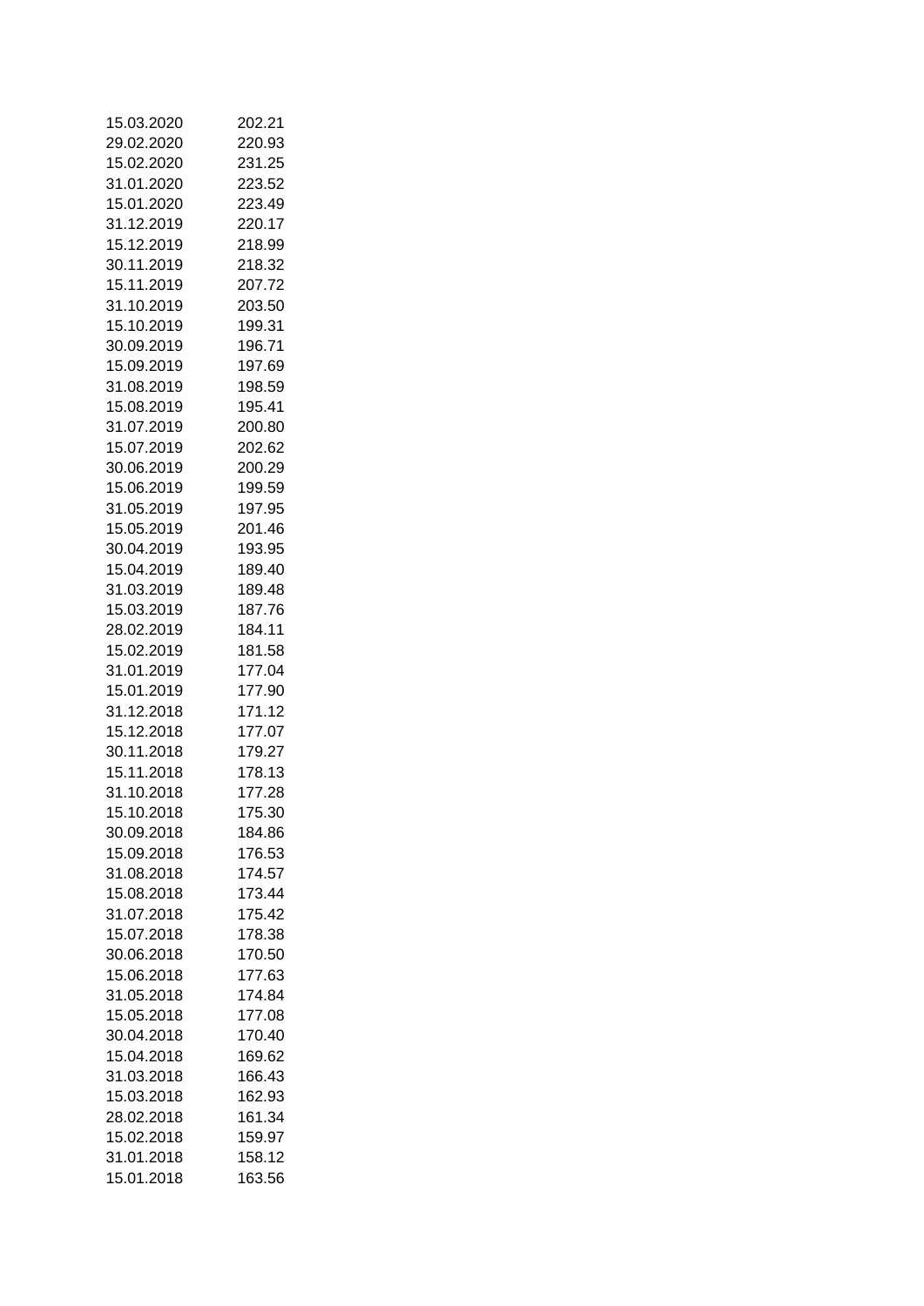| | |
|---|---|
| 15.03.2020 | 202.21 |
| 29.02.2020 | 220.93 |
| 15.02.2020 | 231.25 |
| 31.01.2020 | 223.52 |
| 15.01.2020 | 223.49 |
| 31.12.2019 | 220.17 |
| 15.12.2019 | 218.99 |
| 30.11.2019 | 218.32 |
| 15.11.2019 | 207.72 |
| 31.10.2019 | 203.50 |
| 15.10.2019 | 199.31 |
| 30.09.2019 | 196.71 |
| 15.09.2019 | 197.69 |
| 31.08.2019 | 198.59 |
| 15.08.2019 | 195.41 |
| 31.07.2019 | 200.80 |
| 15.07.2019 | 202.62 |
| 30.06.2019 | 200.29 |
| 15.06.2019 | 199.59 |
| 31.05.2019 | 197.95 |
| 15.05.2019 | 201.46 |
| 30.04.2019 | 193.95 |
| 15.04.2019 | 189.40 |
| 31.03.2019 | 189.48 |
| 15.03.2019 | 187.76 |
| 28.02.2019 | 184.11 |
| 15.02.2019 | 181.58 |
| 31.01.2019 | 177.04 |
| 15.01.2019 | 177.90 |
| 31.12.2018 | 171.12 |
| 15.12.2018 | 177.07 |
| 30.11.2018 | 179.27 |
| 15.11.2018 | 178.13 |
| 31.10.2018 | 177.28 |
| 15.10.2018 | 175.30 |
| 30.09.2018 | 184.86 |
| 15.09.2018 | 176.53 |
| 31.08.2018 | 174.57 |
| 15.08.2018 | 173.44 |
| 31.07.2018 | 175.42 |
| 15.07.2018 | 178.38 |
| 30.06.2018 | 170.50 |
| 15.06.2018 | 177.63 |
| 31.05.2018 | 174.84 |
| 15.05.2018 | 177.08 |
| 30.04.2018 | 170.40 |
| 15.04.2018 | 169.62 |
| 31.03.2018 | 166.43 |
| 15.03.2018 | 162.93 |
| 28.02.2018 | 161.34 |
| 15.02.2018 | 159.97 |
| 31.01.2018 | 158.12 |
| 15.01.2018 | 163.56 |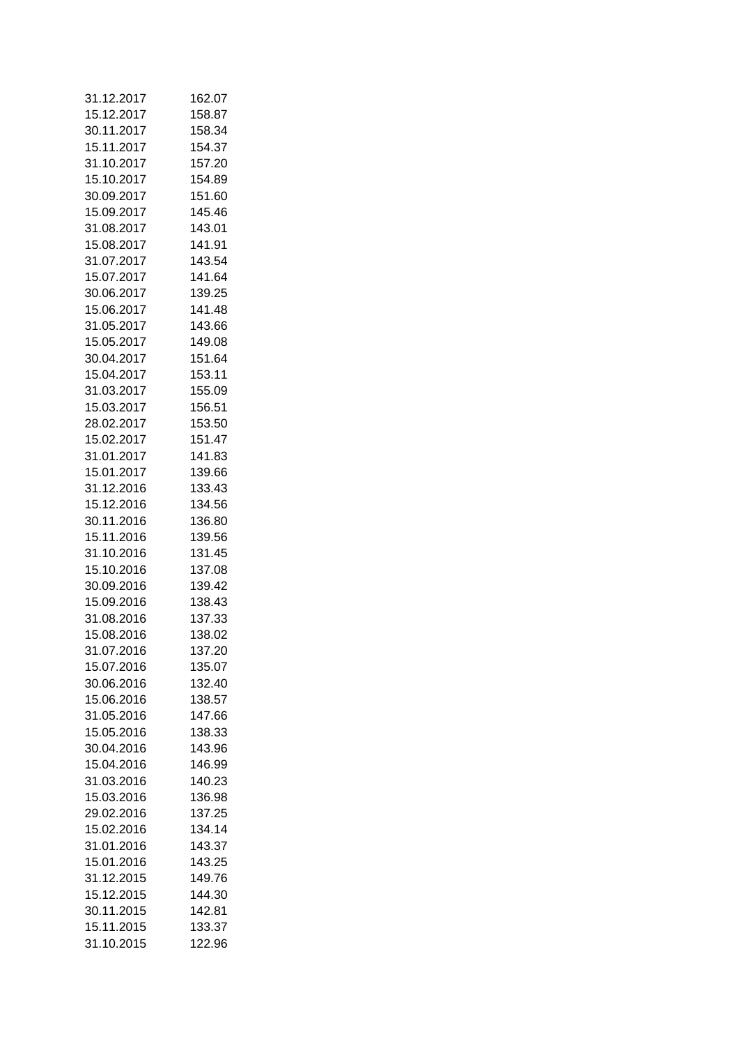| | |
|---|---|
| 31.12.2017 | 162.07 |
| 15.12.2017 | 158.87 |
| 30.11.2017 | 158.34 |
| 15.11.2017 | 154.37 |
| 31.10.2017 | 157.20 |
| 15.10.2017 | 154.89 |
| 30.09.2017 | 151.60 |
| 15.09.2017 | 145.46 |
| 31.08.2017 | 143.01 |
| 15.08.2017 | 141.91 |
| 31.07.2017 | 143.54 |
| 15.07.2017 | 141.64 |
| 30.06.2017 | 139.25 |
| 15.06.2017 | 141.48 |
| 31.05.2017 | 143.66 |
| 15.05.2017 | 149.08 |
| 30.04.2017 | 151.64 |
| 15.04.2017 | 153.11 |
| 31.03.2017 | 155.09 |
| 15.03.2017 | 156.51 |
| 28.02.2017 | 153.50 |
| 15.02.2017 | 151.47 |
| 31.01.2017 | 141.83 |
| 15.01.2017 | 139.66 |
| 31.12.2016 | 133.43 |
| 15.12.2016 | 134.56 |
| 30.11.2016 | 136.80 |
| 15.11.2016 | 139.56 |
| 31.10.2016 | 131.45 |
| 15.10.2016 | 137.08 |
| 30.09.2016 | 139.42 |
| 15.09.2016 | 138.43 |
| 31.08.2016 | 137.33 |
| 15.08.2016 | 138.02 |
| 31.07.2016 | 137.20 |
| 15.07.2016 | 135.07 |
| 30.06.2016 | 132.40 |
| 15.06.2016 | 138.57 |
| 31.05.2016 | 147.66 |
| 15.05.2016 | 138.33 |
| 30.04.2016 | 143.96 |
| 15.04.2016 | 146.99 |
| 31.03.2016 | 140.23 |
| 15.03.2016 | 136.98 |
| 29.02.2016 | 137.25 |
| 15.02.2016 | 134.14 |
| 31.01.2016 | 143.37 |
| 15.01.2016 | 143.25 |
| 31.12.2015 | 149.76 |
| 15.12.2015 | 144.30 |
| 30.11.2015 | 142.81 |
| 15.11.2015 | 133.37 |
| 31.10.2015 | 122.96 |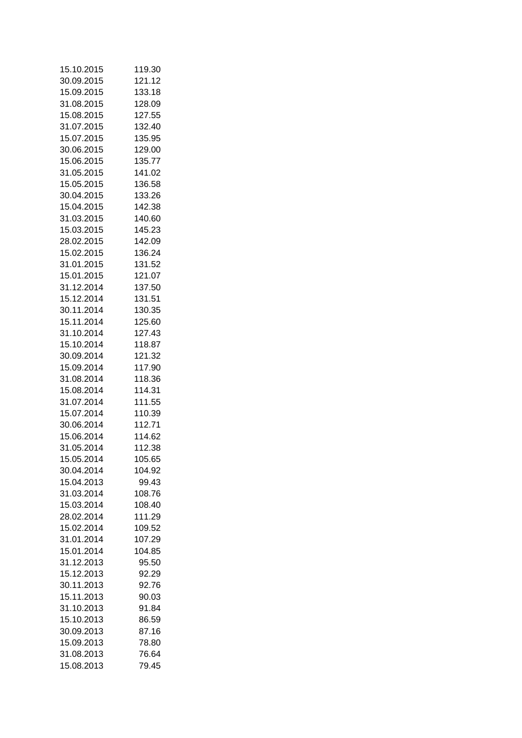| | |
|---|---|
| 15.10.2015 | 119.30 |
| 30.09.2015 | 121.12 |
| 15.09.2015 | 133.18 |
| 31.08.2015 | 128.09 |
| 15.08.2015 | 127.55 |
| 31.07.2015 | 132.40 |
| 15.07.2015 | 135.95 |
| 30.06.2015 | 129.00 |
| 15.06.2015 | 135.77 |
| 31.05.2015 | 141.02 |
| 15.05.2015 | 136.58 |
| 30.04.2015 | 133.26 |
| 15.04.2015 | 142.38 |
| 31.03.2015 | 140.60 |
| 15.03.2015 | 145.23 |
| 28.02.2015 | 142.09 |
| 15.02.2015 | 136.24 |
| 31.01.2015 | 131.52 |
| 15.01.2015 | 121.07 |
| 31.12.2014 | 137.50 |
| 15.12.2014 | 131.51 |
| 30.11.2014 | 130.35 |
| 15.11.2014 | 125.60 |
| 31.10.2014 | 127.43 |
| 15.10.2014 | 118.87 |
| 30.09.2014 | 121.32 |
| 15.09.2014 | 117.90 |
| 31.08.2014 | 118.36 |
| 15.08.2014 | 114.31 |
| 31.07.2014 | 111.55 |
| 15.07.2014 | 110.39 |
| 30.06.2014 | 112.71 |
| 15.06.2014 | 114.62 |
| 31.05.2014 | 112.38 |
| 15.05.2014 | 105.65 |
| 30.04.2014 | 104.92 |
| 15.04.2013 | 99.43 |
| 31.03.2014 | 108.76 |
| 15.03.2014 | 108.40 |
| 28.02.2014 | 111.29 |
| 15.02.2014 | 109.52 |
| 31.01.2014 | 107.29 |
| 15.01.2014 | 104.85 |
| 31.12.2013 | 95.50 |
| 15.12.2013 | 92.29 |
| 30.11.2013 | 92.76 |
| 15.11.2013 | 90.03 |
| 31.10.2013 | 91.84 |
| 15.10.2013 | 86.59 |
| 30.09.2013 | 87.16 |
| 15.09.2013 | 78.80 |
| 31.08.2013 | 76.64 |
| 15.08.2013 | 79.45 |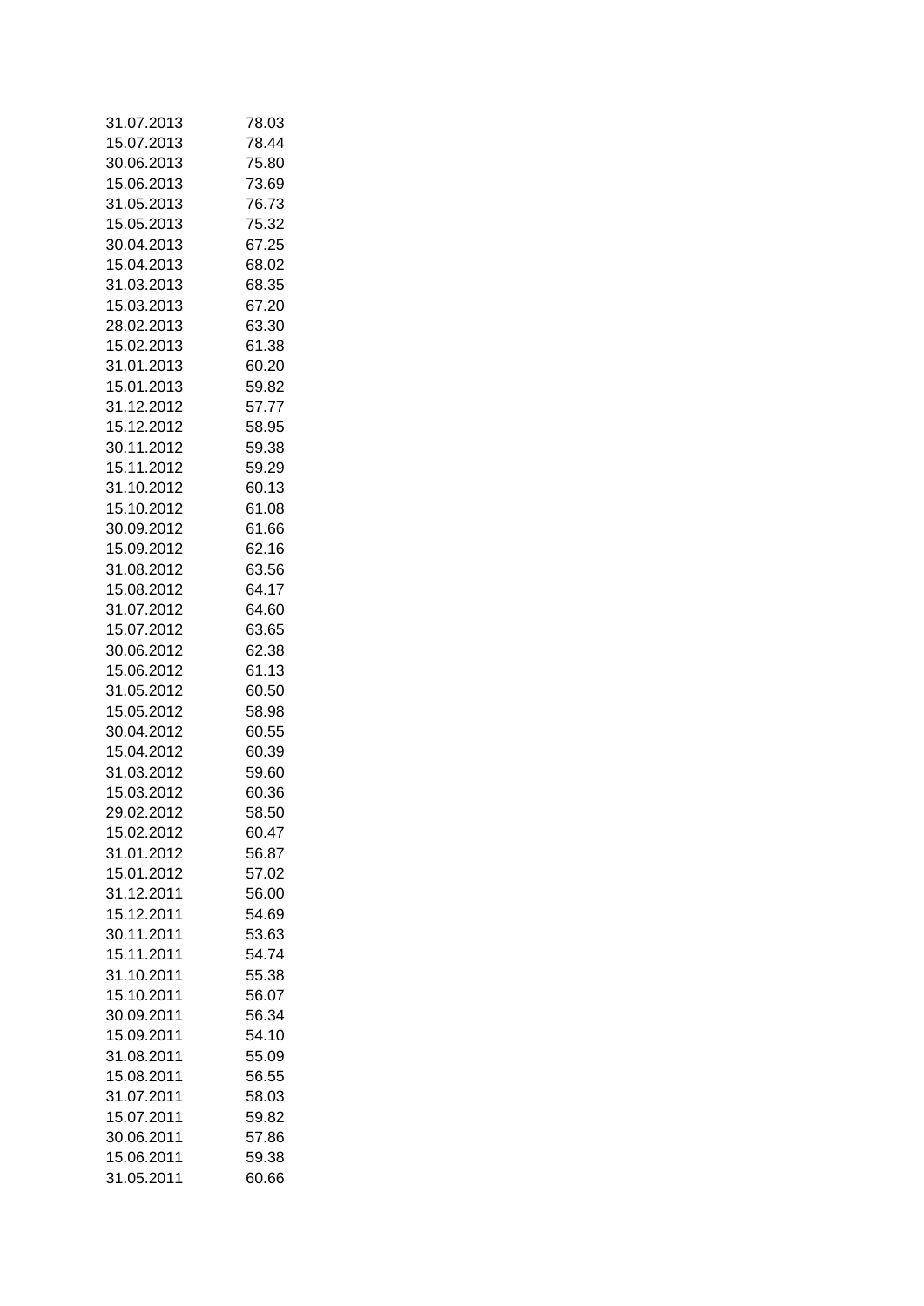| | |
|---|---|
| 31.07.2013 | 78.03 |
| 15.07.2013 | 78.44 |
| 30.06.2013 | 75.80 |
| 15.06.2013 | 73.69 |
| 31.05.2013 | 76.73 |
| 15.05.2013 | 75.32 |
| 30.04.2013 | 67.25 |
| 15.04.2013 | 68.02 |
| 31.03.2013 | 68.35 |
| 15.03.2013 | 67.20 |
| 28.02.2013 | 63.30 |
| 15.02.2013 | 61.38 |
| 31.01.2013 | 60.20 |
| 15.01.2013 | 59.82 |
| 31.12.2012 | 57.77 |
| 15.12.2012 | 58.95 |
| 30.11.2012 | 59.38 |
| 15.11.2012 | 59.29 |
| 31.10.2012 | 60.13 |
| 15.10.2012 | 61.08 |
| 30.09.2012 | 61.66 |
| 15.09.2012 | 62.16 |
| 31.08.2012 | 63.56 |
| 15.08.2012 | 64.17 |
| 31.07.2012 | 64.60 |
| 15.07.2012 | 63.65 |
| 30.06.2012 | 62.38 |
| 15.06.2012 | 61.13 |
| 31.05.2012 | 60.50 |
| 15.05.2012 | 58.98 |
| 30.04.2012 | 60.55 |
| 15.04.2012 | 60.39 |
| 31.03.2012 | 59.60 |
| 15.03.2012 | 60.36 |
| 29.02.2012 | 58.50 |
| 15.02.2012 | 60.47 |
| 31.01.2012 | 56.87 |
| 15.01.2012 | 57.02 |
| 31.12.2011 | 56.00 |
| 15.12.2011 | 54.69 |
| 30.11.2011 | 53.63 |
| 15.11.2011 | 54.74 |
| 31.10.2011 | 55.38 |
| 15.10.2011 | 56.07 |
| 30.09.2011 | 56.34 |
| 15.09.2011 | 54.10 |
| 31.08.2011 | 55.09 |
| 15.08.2011 | 56.55 |
| 31.07.2011 | 58.03 |
| 15.07.2011 | 59.82 |
| 30.06.2011 | 57.86 |
| 15.06.2011 | 59.38 |
| 31.05.2011 | 60.66 |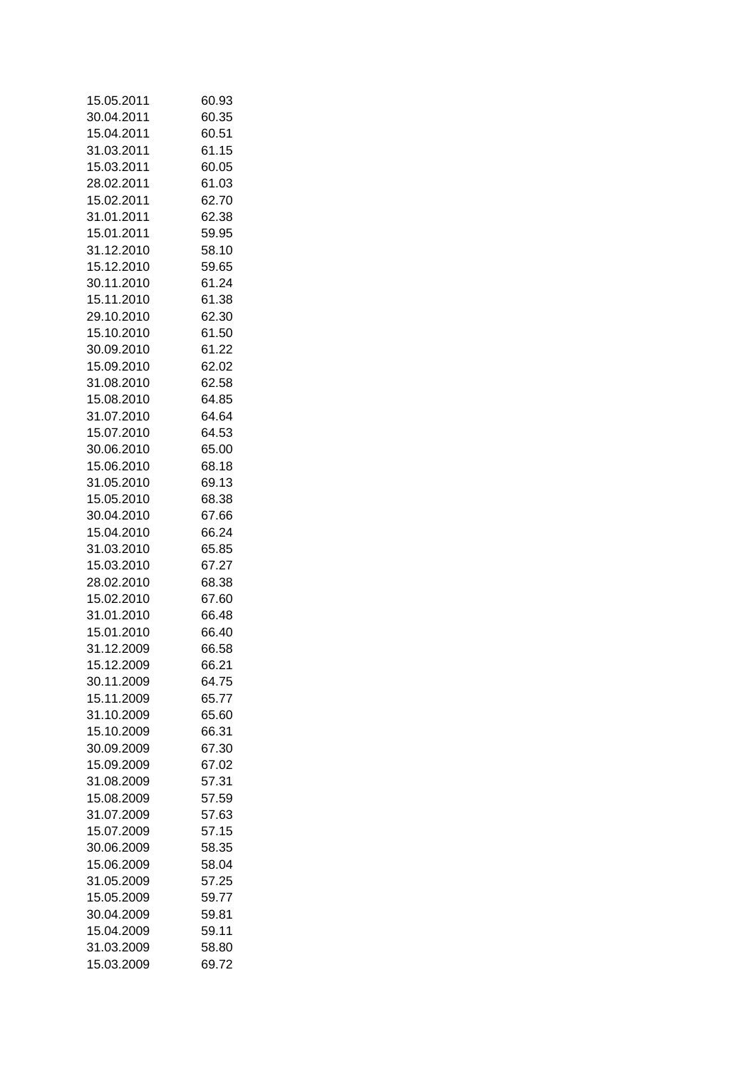| | |
|---|---|
| 15.05.2011 | 60.93 |
| 30.04.2011 | 60.35 |
| 15.04.2011 | 60.51 |
| 31.03.2011 | 61.15 |
| 15.03.2011 | 60.05 |
| 28.02.2011 | 61.03 |
| 15.02.2011 | 62.70 |
| 31.01.2011 | 62.38 |
| 15.01.2011 | 59.95 |
| 31.12.2010 | 58.10 |
| 15.12.2010 | 59.65 |
| 30.11.2010 | 61.24 |
| 15.11.2010 | 61.38 |
| 29.10.2010 | 62.30 |
| 15.10.2010 | 61.50 |
| 30.09.2010 | 61.22 |
| 15.09.2010 | 62.02 |
| 31.08.2010 | 62.58 |
| 15.08.2010 | 64.85 |
| 31.07.2010 | 64.64 |
| 15.07.2010 | 64.53 |
| 30.06.2010 | 65.00 |
| 15.06.2010 | 68.18 |
| 31.05.2010 | 69.13 |
| 15.05.2010 | 68.38 |
| 30.04.2010 | 67.66 |
| 15.04.2010 | 66.24 |
| 31.03.2010 | 65.85 |
| 15.03.2010 | 67.27 |
| 28.02.2010 | 68.38 |
| 15.02.2010 | 67.60 |
| 31.01.2010 | 66.48 |
| 15.01.2010 | 66.40 |
| 31.12.2009 | 66.58 |
| 15.12.2009 | 66.21 |
| 30.11.2009 | 64.75 |
| 15.11.2009 | 65.77 |
| 31.10.2009 | 65.60 |
| 15.10.2009 | 66.31 |
| 30.09.2009 | 67.30 |
| 15.09.2009 | 67.02 |
| 31.08.2009 | 57.31 |
| 15.08.2009 | 57.59 |
| 31.07.2009 | 57.63 |
| 15.07.2009 | 57.15 |
| 30.06.2009 | 58.35 |
| 15.06.2009 | 58.04 |
| 31.05.2009 | 57.25 |
| 15.05.2009 | 59.77 |
| 30.04.2009 | 59.81 |
| 15.04.2009 | 59.11 |
| 31.03.2009 | 58.80 |
| 15.03.2009 | 69.72 |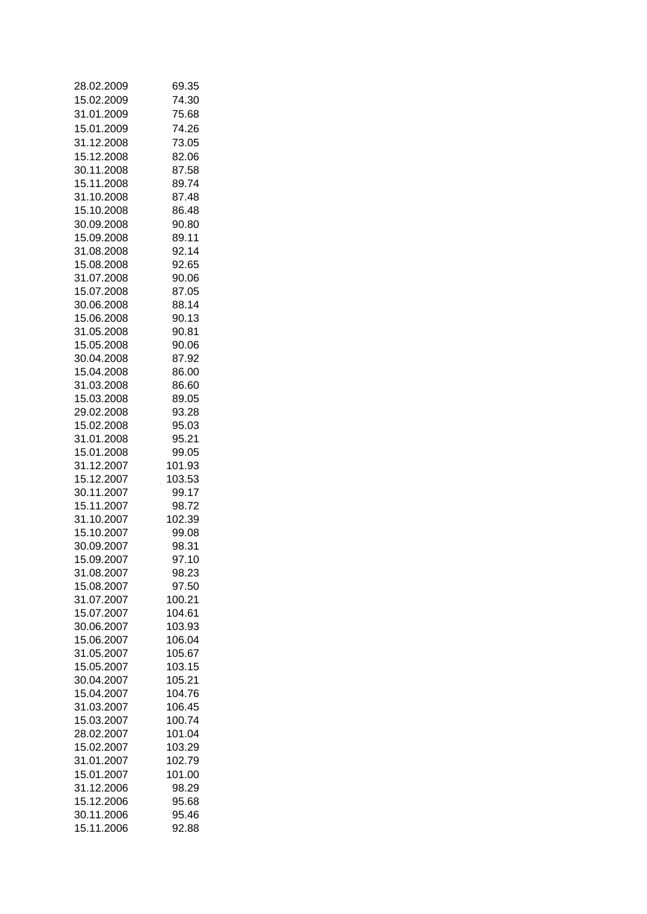| | |
|---|---|
| 28.02.2009 | 69.35 |
| 15.02.2009 | 74.30 |
| 31.01.2009 | 75.68 |
| 15.01.2009 | 74.26 |
| 31.12.2008 | 73.05 |
| 15.12.2008 | 82.06 |
| 30.11.2008 | 87.58 |
| 15.11.2008 | 89.74 |
| 31.10.2008 | 87.48 |
| 15.10.2008 | 86.48 |
| 30.09.2008 | 90.80 |
| 15.09.2008 | 89.11 |
| 31.08.2008 | 92.14 |
| 15.08.2008 | 92.65 |
| 31.07.2008 | 90.06 |
| 15.07.2008 | 87.05 |
| 30.06.2008 | 88.14 |
| 15.06.2008 | 90.13 |
| 31.05.2008 | 90.81 |
| 15.05.2008 | 90.06 |
| 30.04.2008 | 87.92 |
| 15.04.2008 | 86.00 |
| 31.03.2008 | 86.60 |
| 15.03.2008 | 89.05 |
| 29.02.2008 | 93.28 |
| 15.02.2008 | 95.03 |
| 31.01.2008 | 95.21 |
| 15.01.2008 | 99.05 |
| 31.12.2007 | 101.93 |
| 15.12.2007 | 103.53 |
| 30.11.2007 | 99.17 |
| 15.11.2007 | 98.72 |
| 31.10.2007 | 102.39 |
| 15.10.2007 | 99.08 |
| 30.09.2007 | 98.31 |
| 15.09.2007 | 97.10 |
| 31.08.2007 | 98.23 |
| 15.08.2007 | 97.50 |
| 31.07.2007 | 100.21 |
| 15.07.2007 | 104.61 |
| 30.06.2007 | 103.93 |
| 15.06.2007 | 106.04 |
| 31.05.2007 | 105.67 |
| 15.05.2007 | 103.15 |
| 30.04.2007 | 105.21 |
| 15.04.2007 | 104.76 |
| 31.03.2007 | 106.45 |
| 15.03.2007 | 100.74 |
| 28.02.2007 | 101.04 |
| 15.02.2007 | 103.29 |
| 31.01.2007 | 102.79 |
| 15.01.2007 | 101.00 |
| 31.12.2006 | 98.29 |
| 15.12.2006 | 95.68 |
| 30.11.2006 | 95.46 |
| 15.11.2006 | 92.88 |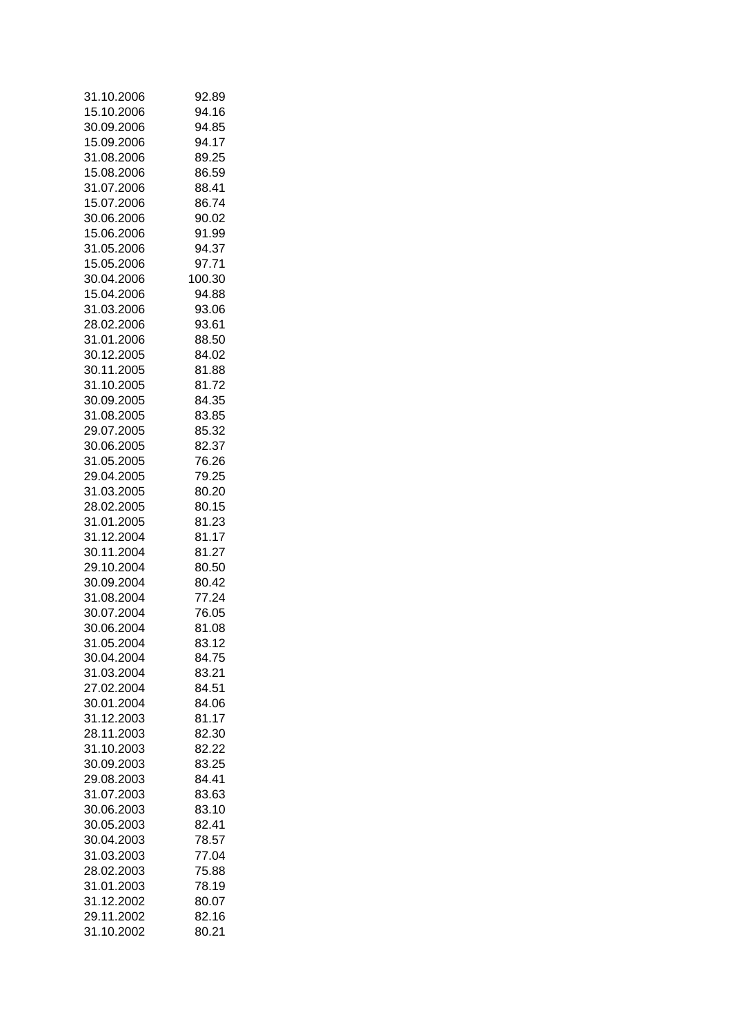| | |
|---|---|
| 31.10.2006 | 92.89 |
| 15.10.2006 | 94.16 |
| 30.09.2006 | 94.85 |
| 15.09.2006 | 94.17 |
| 31.08.2006 | 89.25 |
| 15.08.2006 | 86.59 |
| 31.07.2006 | 88.41 |
| 15.07.2006 | 86.74 |
| 30.06.2006 | 90.02 |
| 15.06.2006 | 91.99 |
| 31.05.2006 | 94.37 |
| 15.05.2006 | 97.71 |
| 30.04.2006 | 100.30 |
| 15.04.2006 | 94.88 |
| 31.03.2006 | 93.06 |
| 28.02.2006 | 93.61 |
| 31.01.2006 | 88.50 |
| 30.12.2005 | 84.02 |
| 30.11.2005 | 81.88 |
| 31.10.2005 | 81.72 |
| 30.09.2005 | 84.35 |
| 31.08.2005 | 83.85 |
| 29.07.2005 | 85.32 |
| 30.06.2005 | 82.37 |
| 31.05.2005 | 76.26 |
| 29.04.2005 | 79.25 |
| 31.03.2005 | 80.20 |
| 28.02.2005 | 80.15 |
| 31.01.2005 | 81.23 |
| 31.12.2004 | 81.17 |
| 30.11.2004 | 81.27 |
| 29.10.2004 | 80.50 |
| 30.09.2004 | 80.42 |
| 31.08.2004 | 77.24 |
| 30.07.2004 | 76.05 |
| 30.06.2004 | 81.08 |
| 31.05.2004 | 83.12 |
| 30.04.2004 | 84.75 |
| 31.03.2004 | 83.21 |
| 27.02.2004 | 84.51 |
| 30.01.2004 | 84.06 |
| 31.12.2003 | 81.17 |
| 28.11.2003 | 82.30 |
| 31.10.2003 | 82.22 |
| 30.09.2003 | 83.25 |
| 29.08.2003 | 84.41 |
| 31.07.2003 | 83.63 |
| 30.06.2003 | 83.10 |
| 30.05.2003 | 82.41 |
| 30.04.2003 | 78.57 |
| 31.03.2003 | 77.04 |
| 28.02.2003 | 75.88 |
| 31.01.2003 | 78.19 |
| 31.12.2002 | 80.07 |
| 29.11.2002 | 82.16 |
| 31.10.2002 | 80.21 |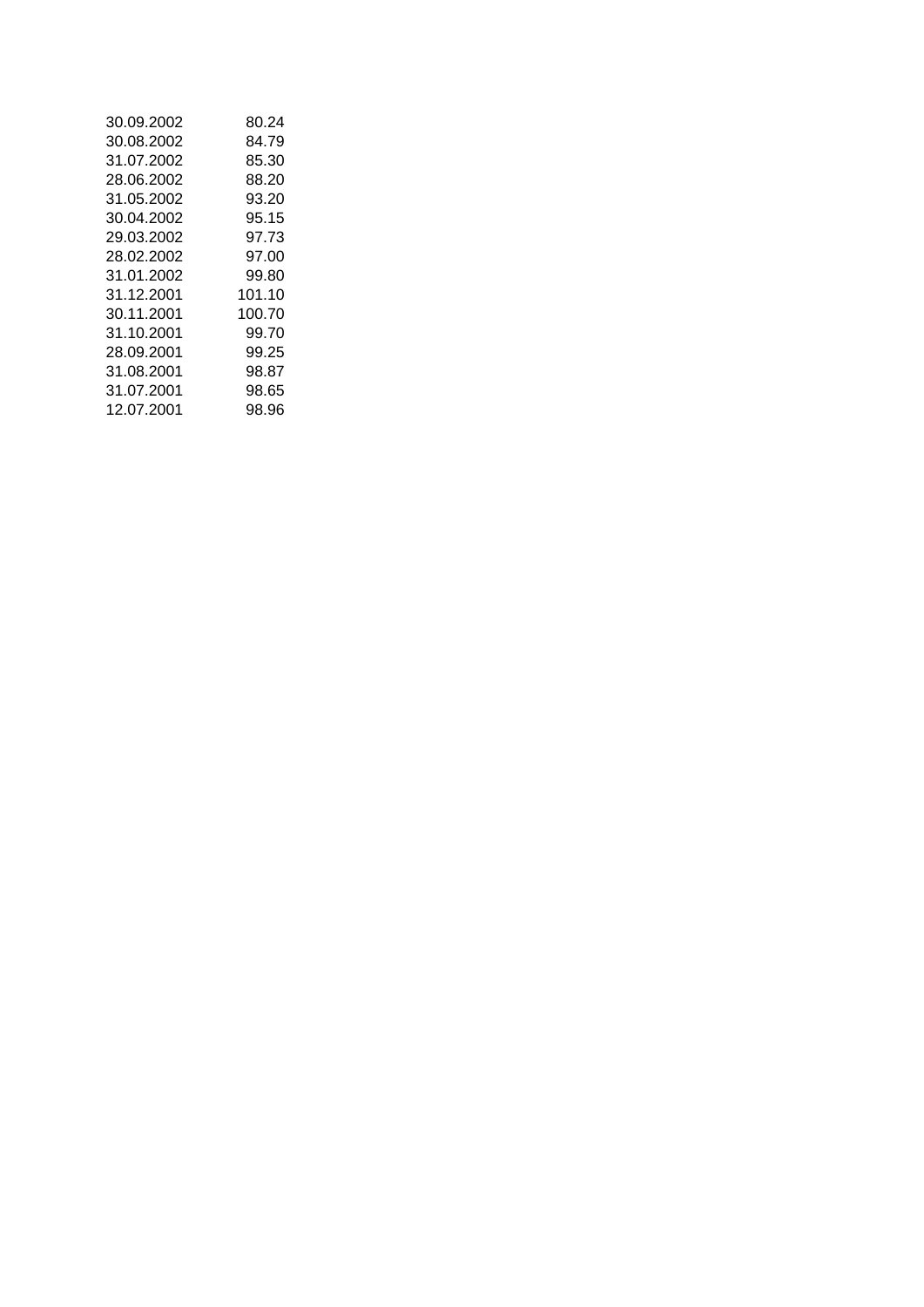| | |
|---|---|
| 30.09.2002 | 80.24 |
| 30.08.2002 | 84.79 |
| 31.07.2002 | 85.30 |
| 28.06.2002 | 88.20 |
| 31.05.2002 | 93.20 |
| 30.04.2002 | 95.15 |
| 29.03.2002 | 97.73 |
| 28.02.2002 | 97.00 |
| 31.01.2002 | 99.80 |
| 31.12.2001 | 101.10 |
| 30.11.2001 | 100.70 |
| 31.10.2001 | 99.70 |
| 28.09.2001 | 99.25 |
| 31.08.2001 | 98.87 |
| 31.07.2001 | 98.65 |
| 12.07.2001 | 98.96 |